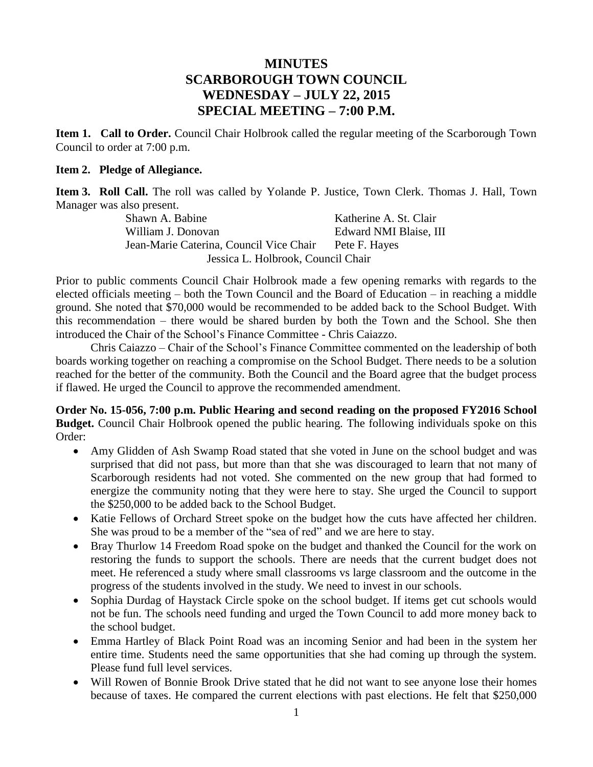# MINUTES
# SCARBOROUGH TOWN COUNCIL
# WEDNESDAY – JULY 22, 2015
# SPECIAL MEETING – 7:00 P.M.

**Item 1. Call to Order.** Council Chair Holbrook called the regular meeting of the Scarborough Town Council to order at 7:00 p.m.

**Item 2. Pledge of Allegiance.**

**Item 3. Roll Call.** The roll was called by Yolande P. Justice, Town Clerk. Thomas J. Hall, Town Manager was also present.

| | |
|---|---|
| Shawn A. Babine | Katherine A. St. Clair |
| William J. Donovan | Edward NMI Blaise, III |
| Jean-Marie Caterina, Council Vice Chair | Pete F. Hayes |
| Jessica L. Holbrook, Council Chair | |

Prior to public comments Council Chair Holbrook made a few opening remarks with regards to the elected officials meeting – both the Town Council and the Board of Education – in reaching a middle ground. She noted that $70,000 would be recommended to be added back to the School Budget. With this recommendation – there would be shared burden by both the Town and the School. She then introduced the Chair of the School's Finance Committee - Chris Caiazzo.

Chris Caiazzo – Chair of the School's Finance Committee commented on the leadership of both boards working together on reaching a compromise on the School Budget. There needs to be a solution reached for the better of the community. Both the Council and the Board agree that the budget process if flawed. He urged the Council to approve the recommended amendment.

**Order No. 15-056, 7:00 p.m. Public Hearing and second reading on the proposed FY2016 School Budget.** Council Chair Holbrook opened the public hearing. The following individuals spoke on this Order:

- Amy Glidden of Ash Swamp Road stated that she voted in June on the school budget and was surprised that did not pass, but more than that she was discouraged to learn that not many of Scarborough residents had not voted. She commented on the new group that had formed to energize the community noting that they were here to stay. She urged the Council to support the $250,000 to be added back to the School Budget.
- Katie Fellows of Orchard Street spoke on the budget how the cuts have affected her children. She was proud to be a member of the "sea of red" and we are here to stay.
- Bray Thurlow 14 Freedom Road spoke on the budget and thanked the Council for the work on restoring the funds to support the schools. There are needs that the current budget does not meet. He referenced a study where small classrooms vs large classroom and the outcome in the progress of the students involved in the study. We need to invest in our schools.
- Sophia Durdag of Haystack Circle spoke on the school budget. If items get cut schools would not be fun. The schools need funding and urged the Town Council to add more money back to the school budget.
- Emma Hartley of Black Point Road was an incoming Senior and had been in the system her entire time. Students need the same opportunities that she had coming up through the system. Please fund full level services.
- Will Rowen of Bonnie Brook Drive stated that he did not want to see anyone lose their homes because of taxes. He compared the current elections with past elections. He felt that $250,000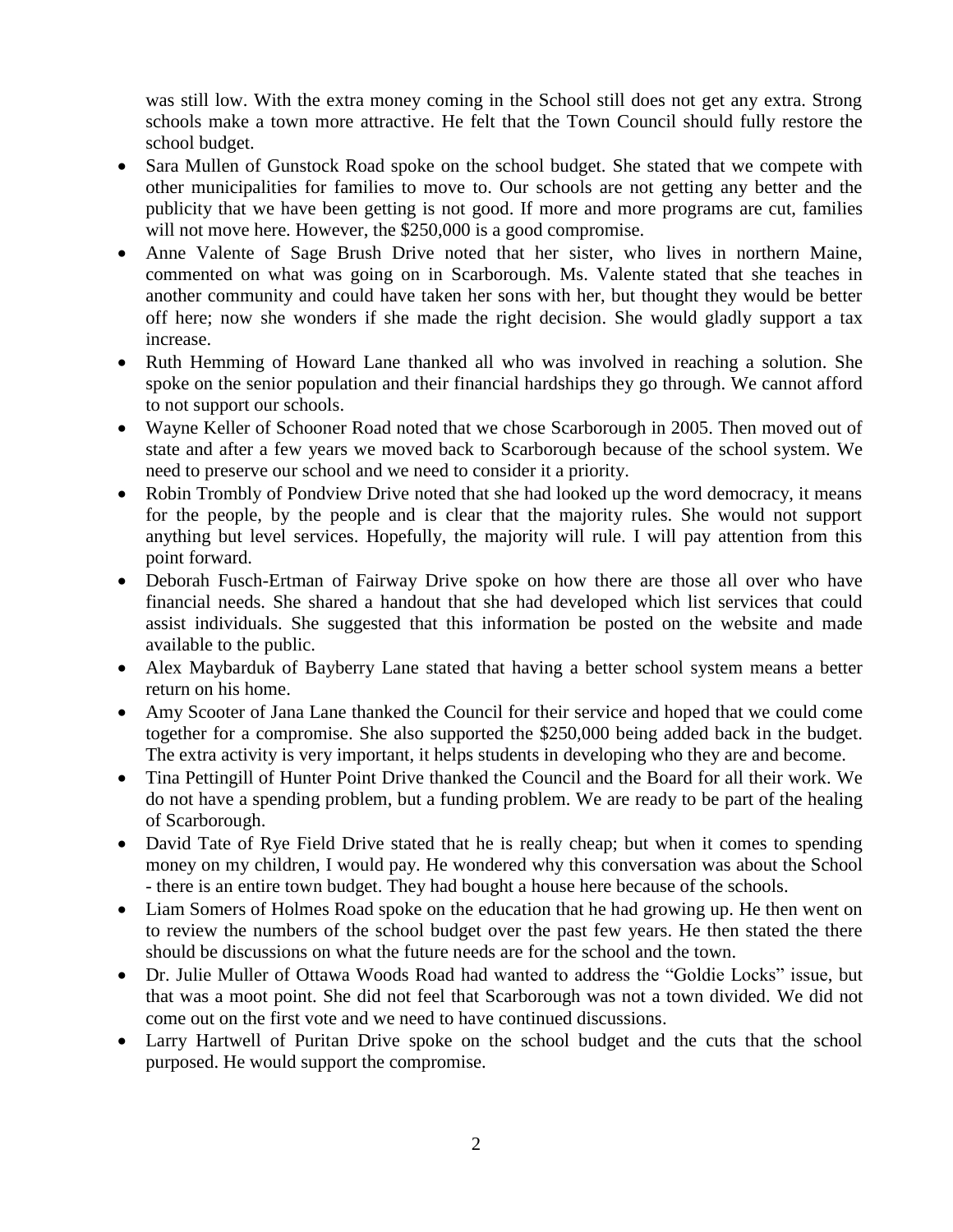was still low. With the extra money coming in the School still does not get any extra. Strong schools make a town more attractive. He felt that the Town Council should fully restore the school budget.

- Sara Mullen of Gunstock Road spoke on the school budget. She stated that we compete with other municipalities for families to move to. Our schools are not getting any better and the publicity that we have been getting is not good. If more and more programs are cut, families will not move here. However, the $250,000 is a good compromise.
- Anne Valente of Sage Brush Drive noted that her sister, who lives in northern Maine, commented on what was going on in Scarborough. Ms. Valente stated that she teaches in another community and could have taken her sons with her, but thought they would be better off here; now she wonders if she made the right decision. She would gladly support a tax increase.
- Ruth Hemming of Howard Lane thanked all who was involved in reaching a solution. She spoke on the senior population and their financial hardships they go through. We cannot afford to not support our schools.
- Wayne Keller of Schooner Road noted that we chose Scarborough in 2005. Then moved out of state and after a few years we moved back to Scarborough because of the school system. We need to preserve our school and we need to consider it a priority.
- Robin Trombly of Pondview Drive noted that she had looked up the word democracy, it means for the people, by the people and is clear that the majority rules. She would not support anything but level services. Hopefully, the majority will rule. I will pay attention from this point forward.
- Deborah Fusch-Ertman of Fairway Drive spoke on how there are those all over who have financial needs. She shared a handout that she had developed which list services that could assist individuals. She suggested that this information be posted on the website and made available to the public.
- Alex Maybarduk of Bayberry Lane stated that having a better school system means a better return on his home.
- Amy Scooter of Jana Lane thanked the Council for their service and hoped that we could come together for a compromise. She also supported the $250,000 being added back in the budget. The extra activity is very important, it helps students in developing who they are and become.
- Tina Pettingill of Hunter Point Drive thanked the Council and the Board for all their work. We do not have a spending problem, but a funding problem. We are ready to be part of the healing of Scarborough.
- David Tate of Rye Field Drive stated that he is really cheap; but when it comes to spending money on my children, I would pay. He wondered why this conversation was about the School - there is an entire town budget. They had bought a house here because of the schools.
- Liam Somers of Holmes Road spoke on the education that he had growing up. He then went on to review the numbers of the school budget over the past few years. He then stated the there should be discussions on what the future needs are for the school and the town.
- Dr. Julie Muller of Ottawa Woods Road had wanted to address the "Goldie Locks" issue, but that was a moot point. She did not feel that Scarborough was not a town divided. We did not come out on the first vote and we need to have continued discussions.
- Larry Hartwell of Puritan Drive spoke on the school budget and the cuts that the school purposed. He would support the compromise.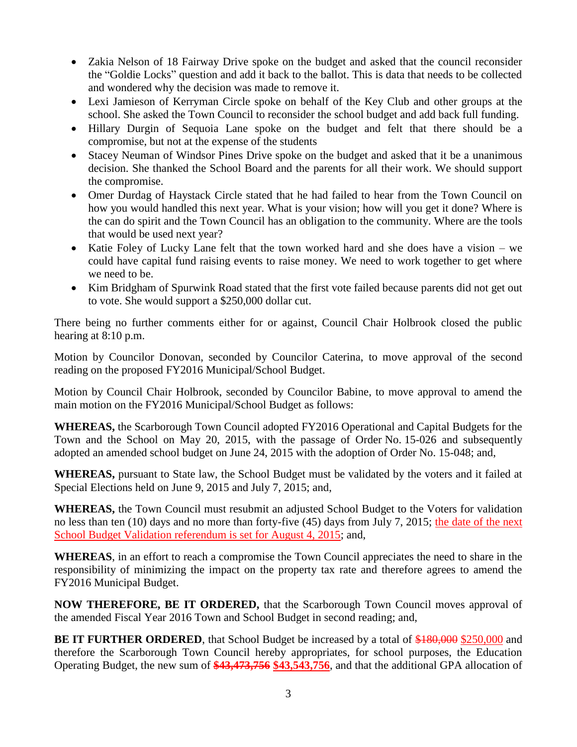- Zakia Nelson of 18 Fairway Drive spoke on the budget and asked that the council reconsider the "Goldie Locks" question and add it back to the ballot. This is data that needs to be collected and wondered why the decision was made to remove it.
- Lexi Jamieson of Kerryman Circle spoke on behalf of the Key Club and other groups at the school. She asked the Town Council to reconsider the school budget and add back full funding.
- Hillary Durgin of Sequoia Lane spoke on the budget and felt that there should be a compromise, but not at the expense of the students
- Stacey Neuman of Windsor Pines Drive spoke on the budget and asked that it be a unanimous decision. She thanked the School Board and the parents for all their work. We should support the compromise.
- Omer Durdag of Haystack Circle stated that he had failed to hear from the Town Council on how you would handled this next year. What is your vision; how will you get it done? Where is the can do spirit and the Town Council has an obligation to the community. Where are the tools that would be used next year?
- Katie Foley of Lucky Lane felt that the town worked hard and she does have a vision – we could have capital fund raising events to raise money. We need to work together to get where we need to be.
- Kim Bridgham of Spurwink Road stated that the first vote failed because parents did not get out to vote. She would support a $250,000 dollar cut.

There being no further comments either for or against, Council Chair Holbrook closed the public hearing at 8:10 p.m.

Motion by Councilor Donovan, seconded by Councilor Caterina, to move approval of the second reading on the proposed FY2016 Municipal/School Budget.

Motion by Council Chair Holbrook, seconded by Councilor Babine, to move approval to amend the main motion on the FY2016 Municipal/School Budget as follows:

**WHEREAS,** the Scarborough Town Council adopted FY2016 Operational and Capital Budgets for the Town and the School on May 20, 2015, with the passage of Order No. 15-026 and subsequently adopted an amended school budget on June 24, 2015 with the adoption of Order No. 15-048; and,

**WHEREAS,** pursuant to State law, the School Budget must be validated by the voters and it failed at Special Elections held on June 9, 2015 and July 7, 2015; and,

**WHEREAS,** the Town Council must resubmit an adjusted School Budget to the Voters for validation no less than ten (10) days and no more than forty-five (45) days from July 7, 2015; <u>the date of the next School Budget Validation referendum is set for August 4, 2015</u>; and,

**WHEREAS**, in an effort to reach a compromise the Town Council appreciates the need to share in the responsibility of minimizing the impact on the property tax rate and therefore agrees to amend the FY2016 Municipal Budget.

**NOW THEREFORE, BE IT ORDERED,** that the Scarborough Town Council moves approval of the amended Fiscal Year 2016 Town and School Budget in second reading; and,

**BE IT FURTHER ORDERED**, that School Budget be increased by a total of ~~$180,000~~ <u>$250,000</u> and therefore the Scarborough Town Council hereby appropriates, for school purposes, the Education Operating Budget, the new sum of **~~$43,473,756~~** **<u>$43,543,756</u>**, and that the additional GPA allocation of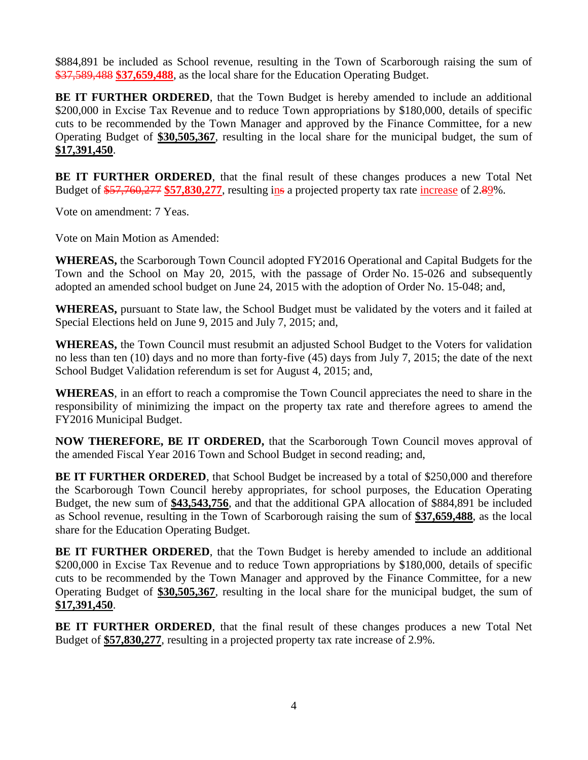\$884,891 be included as School revenue, resulting in the Town of Scarborough raising the sum of ~~\$37,589,488~~ **\$37,659,488**, as the local share for the Education Operating Budget.

**BE IT FURTHER ORDERED**, that the Town Budget is hereby amended to include an additional \$200,000 in Excise Tax Revenue and to reduce Town appropriations by \$180,000, details of specific cuts to be recommended by the Town Manager and approved by the Finance Committee, for a new Operating Budget of **\$30,505,367**, resulting in the local share for the municipal budget, the sum of **\$17,391,450**.

**BE IT FURTHER ORDERED**, that the final result of these changes produces a new Total Net Budget of ~~\$57,760,277~~ **\$57,830,277**, resulting i~~ns~~n a projected property tax rate increase of 2.~~8~~9%.

Vote on amendment: 7 Yeas.

Vote on Main Motion as Amended:

**WHEREAS,** the Scarborough Town Council adopted FY2016 Operational and Capital Budgets for the Town and the School on May 20, 2015, with the passage of Order No. 15-026 and subsequently adopted an amended school budget on June 24, 2015 with the adoption of Order No. 15-048; and,

**WHEREAS,** pursuant to State law, the School Budget must be validated by the voters and it failed at Special Elections held on June 9, 2015 and July 7, 2015; and,

**WHEREAS,** the Town Council must resubmit an adjusted School Budget to the Voters for validation no less than ten (10) days and no more than forty-five (45) days from July 7, 2015; the date of the next School Budget Validation referendum is set for August 4, 2015; and,

**WHEREAS**, in an effort to reach a compromise the Town Council appreciates the need to share in the responsibility of minimizing the impact on the property tax rate and therefore agrees to amend the FY2016 Municipal Budget.

**NOW THEREFORE, BE IT ORDERED,** that the Scarborough Town Council moves approval of the amended Fiscal Year 2016 Town and School Budget in second reading; and,

**BE IT FURTHER ORDERED**, that School Budget be increased by a total of \$250,000 and therefore the Scarborough Town Council hereby appropriates, for school purposes, the Education Operating Budget, the new sum of **\$43,543,756**, and that the additional GPA allocation of \$884,891 be included as School revenue, resulting in the Town of Scarborough raising the sum of **\$37,659,488**, as the local share for the Education Operating Budget.

**BE IT FURTHER ORDERED**, that the Town Budget is hereby amended to include an additional \$200,000 in Excise Tax Revenue and to reduce Town appropriations by \$180,000, details of specific cuts to be recommended by the Town Manager and approved by the Finance Committee, for a new Operating Budget of **\$30,505,367**, resulting in the local share for the municipal budget, the sum of **\$17,391,450**.

**BE IT FURTHER ORDERED**, that the final result of these changes produces a new Total Net Budget of **\$57,830,277**, resulting in a projected property tax rate increase of 2.9%.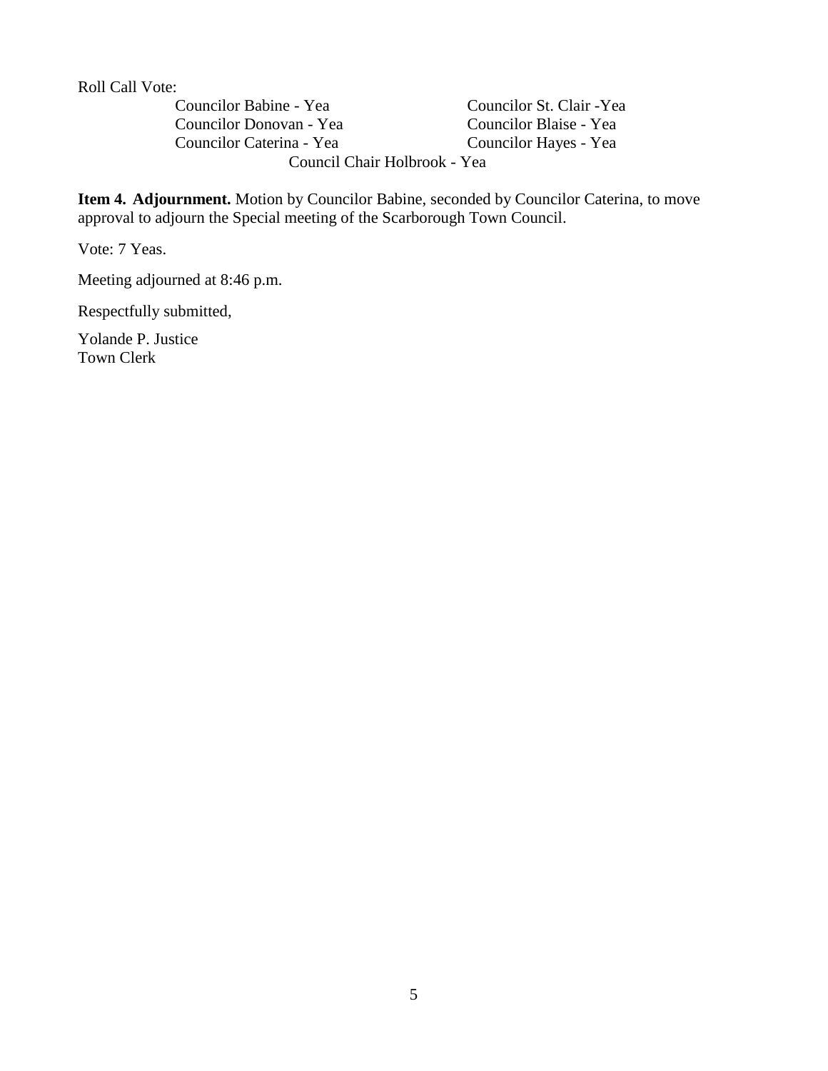Roll Call Vote:

Councilor Babine - Yea
Councilor Donovan - Yea
Councilor Caterina - Yea
Councilor St. Clair -Yea
Councilor Blaise - Yea
Councilor Hayes - Yea
Council Chair Holbrook - Yea

**Item 4. Adjournment.** Motion by Councilor Babine, seconded by Councilor Caterina, to move approval to adjourn the Special meeting of the Scarborough Town Council.

Vote: 7 Yeas.

Meeting adjourned at 8:46 p.m.

Respectfully submitted,

Yolande P. Justice
Town Clerk